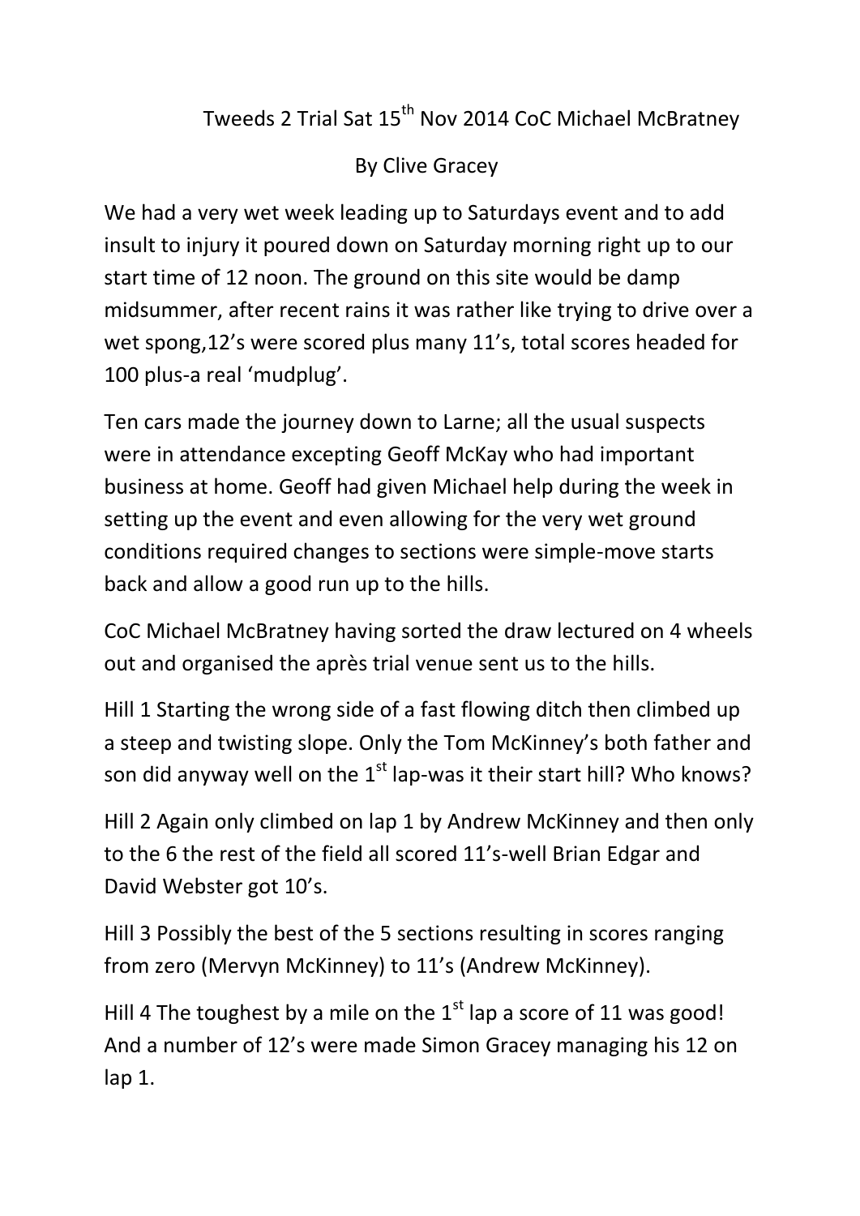# Tweeds 2 Trial Sat 15th Nov 2014 CoC Michael McBratney

By Clive Gracey

We had a very wet week leading up to Saturdays event and to add insult to injury it poured down on Saturday morning right up to our start time of 12 noon. The ground on this site would be damp midsummer, after recent rains it was rather like trying to drive over a wet spong,12's were scored plus many 11's, total scores headed for 100 plus-a real 'mudplug'.

Ten cars made the journey down to Larne; all the usual suspects were in attendance excepting Geoff McKay who had important business at home. Geoff had given Michael help during the week in setting up the event and even allowing for the very wet ground conditions required changes to sections were simple-move starts back and allow a good run up to the hills.

CoC Michael McBratney having sorted the draw lectured on 4 wheels out and organised the après trial venue sent us to the hills.

Hill 1 Starting the wrong side of a fast flowing ditch then climbed up a steep and twisting slope. Only the Tom McKinney's both father and son did anyway well on the 1st lap-was it their start hill? Who knows?

Hill 2 Again only climbed on lap 1 by Andrew McKinney and then only to the 6 the rest of the field all scored 11's-well Brian Edgar and David Webster got 10's.

Hill 3 Possibly the best of the 5 sections resulting in scores ranging from zero (Mervyn McKinney) to 11's (Andrew McKinney).

Hill 4 The toughest by a mile on the 1st lap a score of 11 was good! And a number of 12's were made Simon Gracey managing his 12 on lap 1.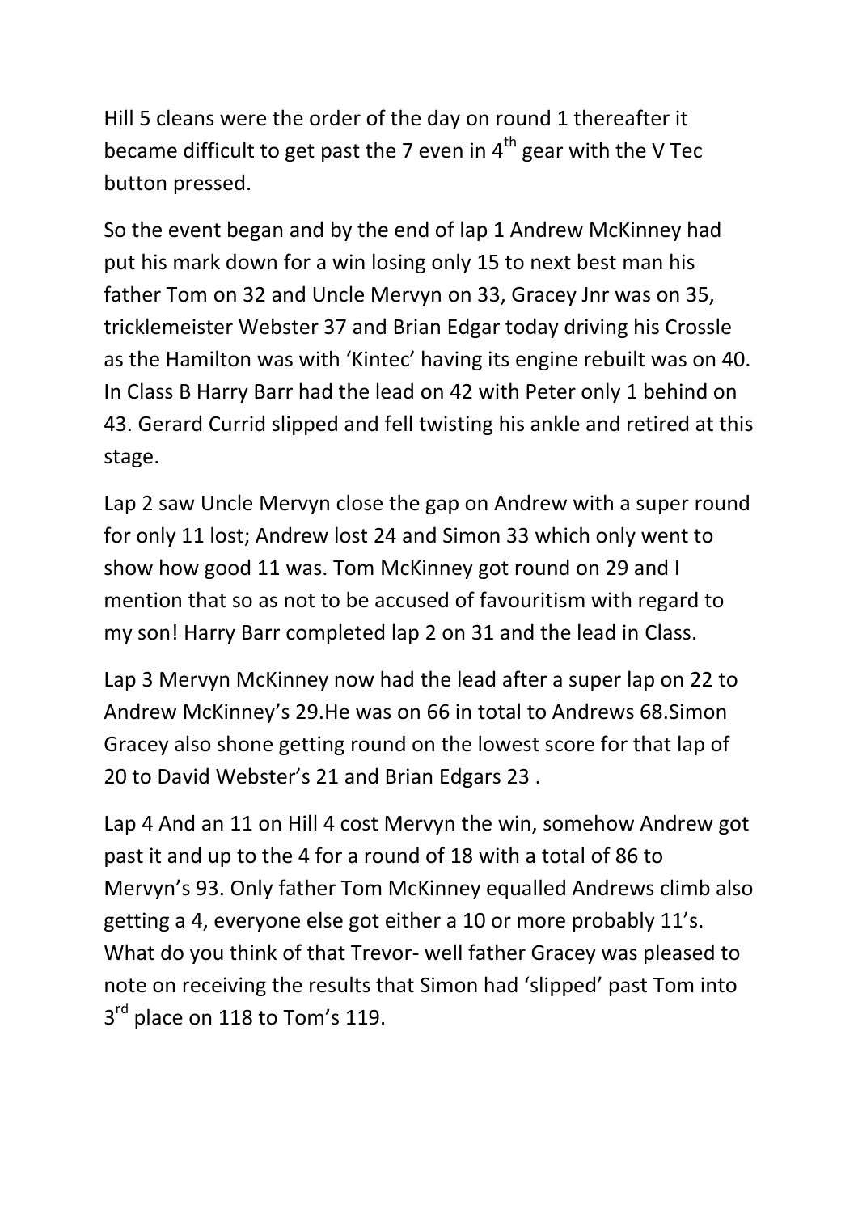Hill 5 cleans were the order of the day on round 1 thereafter it became difficult to get past the 7 even in 4th gear with the V Tec button pressed.

So the event began and by the end of lap 1 Andrew McKinney had put his mark down for a win losing only 15 to next best man his father Tom on 32 and Uncle Mervyn on 33, Gracey Jnr was on 35, tricklemeister Webster 37 and Brian Edgar today driving his Crossle as the Hamilton was with 'Kintec' having its engine rebuilt was on 40. In Class B Harry Barr had the lead on 42 with Peter only 1 behind on 43. Gerard Currid slipped and fell twisting his ankle and retired at this stage.

Lap 2 saw Uncle Mervyn close the gap on Andrew with a super round for only 11 lost; Andrew lost 24 and Simon 33 which only went to show how good 11 was. Tom McKinney got round on 29 and I mention that so as not to be accused of favouritism with regard to my son! Harry Barr completed lap 2 on 31 and the lead in Class.

Lap 3 Mervyn McKinney now had the lead after a super lap on 22 to Andrew McKinney's 29.He was on 66 in total to Andrews 68.Simon Gracey also shone getting round on the lowest score for that lap of 20 to David Webster's 21 and Brian Edgars 23 .

Lap 4 And an 11 on Hill 4 cost Mervyn the win, somehow Andrew got past it and up to the 4 for a round of 18 with a total of 86 to Mervyn's 93. Only father Tom McKinney equalled Andrews climb also getting a 4, everyone else got either a 10 or more probably 11's. What do you think of that Trevor- well father Gracey was pleased to note on receiving the results that Simon had 'slipped' past Tom into 3rd place on 118 to Tom's 119.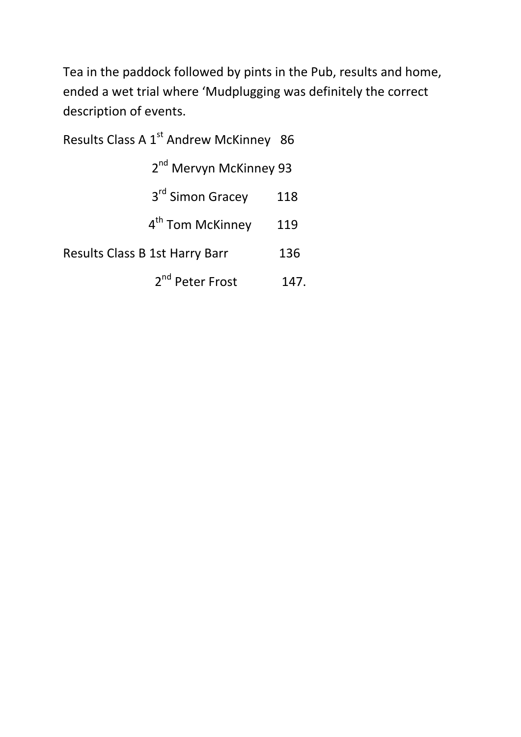Tea in the paddock followed by pints in the Pub, results and home, ended a wet trial where 'Mudplugging was definitely the correct description of events.

| | | | |
|---|---|---|---|
| Results Class A | 1st | Andrew McKinney | 86 |
| | 2nd | Mervyn McKinney | 93 |
| | 3rd | Simon Gracey | 118 |
| | 4th | Tom McKinney | 119 |
| Results Class B | 1st | Harry Barr | 136 |
| | 2nd | Peter Frost | 147. |